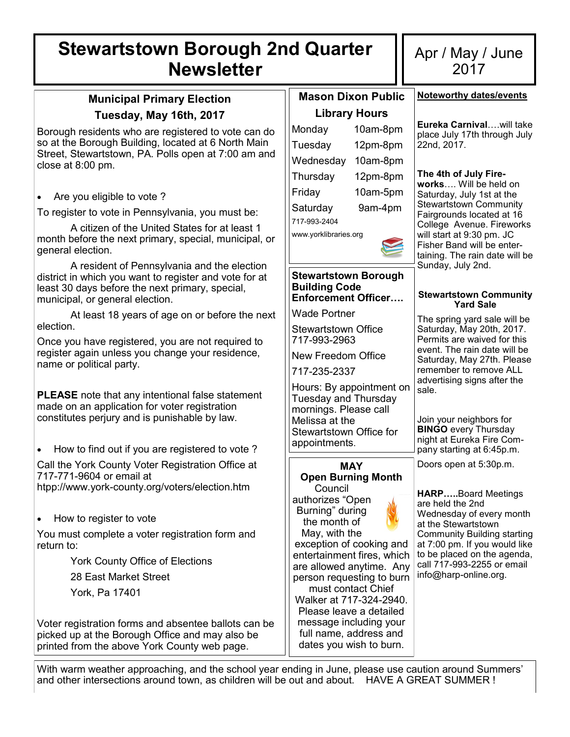# Stewartstown Borough 2nd Quarter Newsletter

Apr / May / June 2017

## Municipal Primary Election

### Tuesday, May 16th, 2017

Borough residents who are registered to vote can do so at the Borough Building, located at 6 North Main Street, Stewartstown, PA. Polls open at 7:00 am and close at 8:00 pm.

- Are you eligible to vote ?

To register to vote in Pennsylvania, you must be:

A citizen of the United States for at least 1 month before the next primary, special, municipal, or general election.

A resident of Pennsylvania and the election district in which you want to register and vote for at least 30 days before the next primary, special, municipal, or general election.

At least 18 years of age on or before the next election.

Once you have registered, you are not required to register again unless you change your residence, name or political party.

**PLEASE** note that any intentional false statement made on an application for voter registration constitutes perjury and is punishable by law.

- How to find out if you are registered to vote ?

Call the York County Voter Registration Office at 717-771-9604 or email at htpp://www.york-county.org/voters/election.htm

- How to register to vote

You must complete a voter registration form and return to:

York County Office of Elections
28 East Market Street
York, Pa 17401

Voter registration forms and absentee ballots can be picked up at the Borough Office and may also be printed from the above York County web page.

## Mason Dixon Public Library Hours

| | |
|---|---|
| Monday | 10am-8pm |
| Tuesday | 12pm-8pm |
| Wednesday | 10am-8pm |
| Thursday | 12pm-8pm |
| Friday | 10am-5pm |
| Saturday | 9am-4pm |

717-993-2404
www.yorklibraries.org

## Stewartstown Borough Building Code Enforcement Officer….

Wade Portner

Stewartstown Office 717-993-2963

New Freedom Office

717-235-2337

Hours: By appointment on Tuesday and Thursday mornings. Please call Melissa at the Stewartstown Office for appointments.

## MAY Open Burning Month

Council authorizes "Open Burning" during the month of May, with the exception of cooking and entertainment fires, which are allowed anytime. Any person requesting to burn must contact Chief Walker at 717-324-2940. Please leave a detailed message including your full name, address and dates you wish to burn.

## Noteworthy dates/events

**Eureka Carnival**….will take place July 17th through July 22nd, 2017.

**The 4th of July Fireworks**…. Will be held on Saturday, July 1st at the Stewartstown Community Fairgrounds located at 16 College Avenue. Fireworks will start at 9:30 pm. JC Fisher Band will be entertaining. The rain date will be Sunday, July 2nd.

### Stewartstown Community Yard Sale

The spring yard sale will be Saturday, May 20th, 2017. Permits are waived for this event. The rain date will be Saturday, May 27th. Please remember to remove ALL advertising signs after the sale.

Join your neighbors for **BINGO** every Thursday night at Eureka Fire Company starting at 6:45p.m.

Doors open at 5:30p.m.

**HARP…..**Board Meetings are held the 2nd Wednesday of every month at the Stewartstown Community Building starting at 7:00 pm. If you would like to be placed on the agenda, call 717-993-2255 or email info@harp-online.org.

With warm weather approaching, and the school year ending in June, please use caution around Summers' and other intersections around town, as children will be out and about. HAVE A GREAT SUMMER !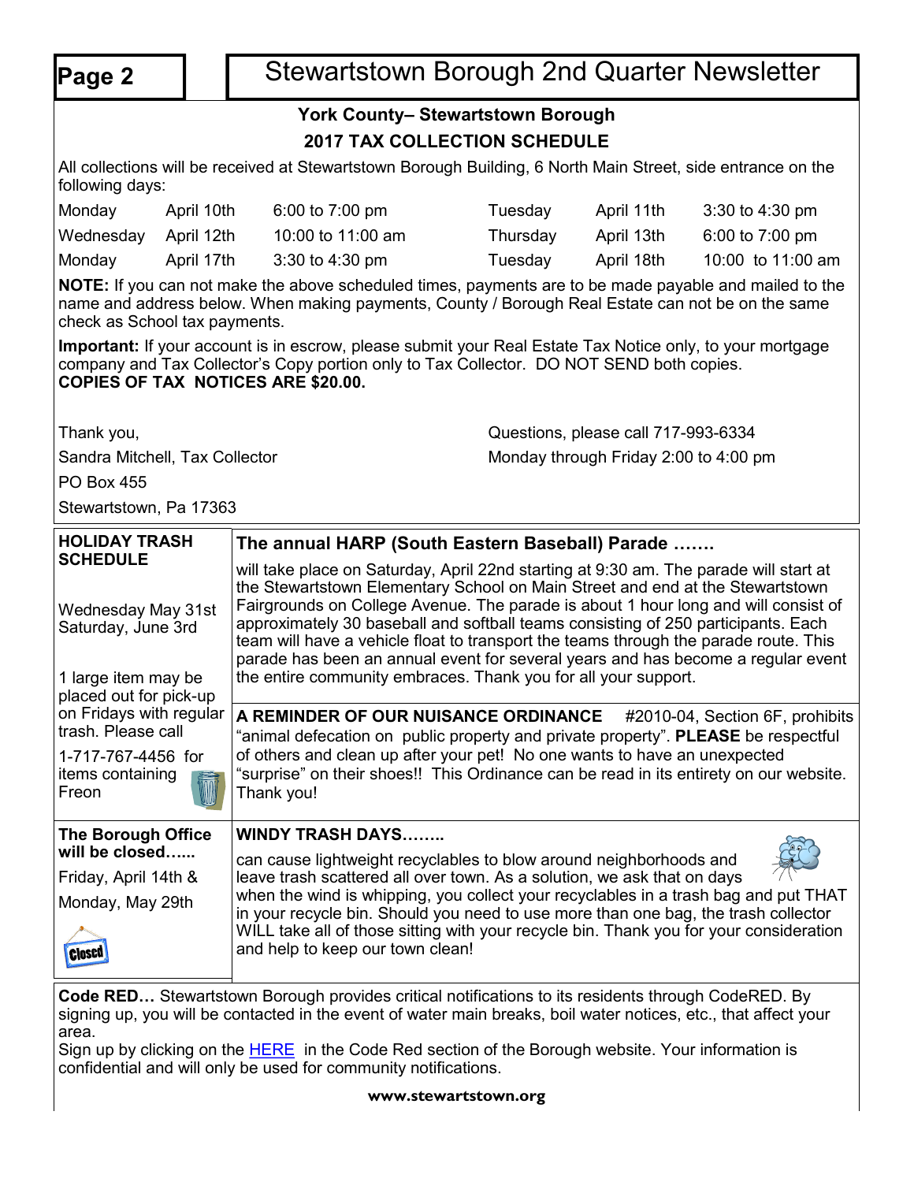## Stewartstown Borough 2nd Quarter Newsletter

### York County– Stewartstown Borough
### 2017 TAX COLLECTION SCHEDULE

All collections will be received at Stewartstown Borough Building, 6 North Main Street, side entrance on the following days:

| | | | | | |
|---|---|---|---|---|---|
| Monday | April 10th | 6:00 to 7:00 pm | Tuesday | April 11th | 3:30 to 4:30 pm |
| Wednesday | April 12th | 10:00 to 11:00 am | Thursday | April 13th | 6:00 to 7:00 pm |
| Monday | April 17th | 3:30 to 4:30 pm | Tuesday | April 18th | 10:00 to 11:00 am |

**NOTE:** If you can not make the above scheduled times, payments are to be made payable and mailed to the name and address below. When making payments, County / Borough Real Estate can not be on the same check as School tax payments.

**Important:** If your account is in escrow, please submit your Real Estate Tax Notice only, to your mortgage company and Tax Collector's Copy portion only to Tax Collector. DO NOT SEND both copies.
**COPIES OF TAX NOTICES ARE $20.00.**

Thank you,
Sandra Mitchell, Tax Collector
PO Box 455
Stewartstown, Pa 17363

Questions, please call 717-993-6334
Monday through Friday 2:00 to 4:00 pm

**HOLIDAY TRASH SCHEDULE**

Wednesday May 31st
Saturday, June 3rd

1 large item may be placed out for pick-up on Fridays with regular trash. Please call

1-717-767-4456 for items containing Freon

**The annual HARP (South Eastern Baseball) Parade …….**

will take place on Saturday, April 22nd starting at 9:30 am. The parade will start at the Stewartstown Elementary School on Main Street and end at the Stewartstown Fairgrounds on College Avenue. The parade is about 1 hour long and will consist of approximately 30 baseball and softball teams consisting of 250 participants. Each team will have a vehicle float to transport the teams through the parade route. This parade has been an annual event for several years and has become a regular event the entire community embraces. Thank you for all your support.

**A REMINDER OF OUR NUISANCE ORDINANCE** #2010-04, Section 6F, prohibits "animal defecation on public property and private property". **PLEASE** be respectful of others and clean up after your pet! No one wants to have an unexpected "surprise" on their shoes!! This Ordinance can be read in its entirety on our website. Thank you!

**The Borough Office will be closed…...**

Friday, April 14th &

Monday, May 29th

**WINDY TRASH DAYS……..**

can cause lightweight recyclables to blow around neighborhoods and leave trash scattered all over town. As a solution, we ask that on days when the wind is whipping, you collect your recyclables in a trash bag and put THAT in your recycle bin. Should you need to use more than one bag, the trash collector WILL take all of those sitting with your recycle bin. Thank you for your consideration and help to keep our town clean!

**Code RED…** Stewartstown Borough provides critical notifications to its residents through CodeRED. By signing up, you will be contacted in the event of water main breaks, boil water notices, etc., that affect your area.
Sign up by clicking on the HERE in the Code Red section of the Borough website. Your information is confidential and will only be used for community notifications.

**www.stewartstown.org**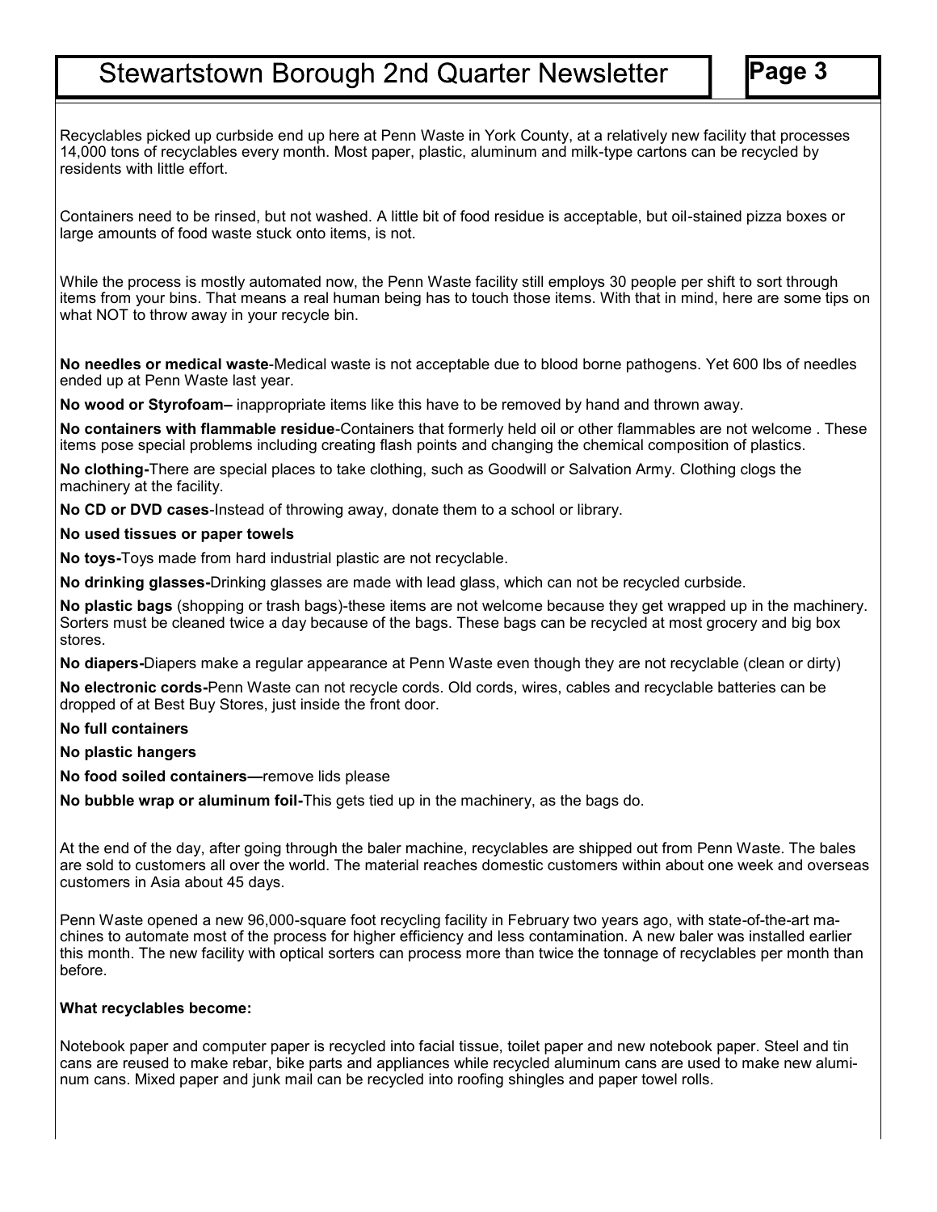Recyclables picked up curbside end up here at Penn Waste in York County, at a relatively new facility that processes 14,000 tons of recyclables every month. Most paper, plastic, aluminum and milk-type cartons can be recycled by residents with little effort.

Containers need to be rinsed, but not washed. A little bit of food residue is acceptable, but oil-stained pizza boxes or large amounts of food waste stuck onto items, is not.

While the process is mostly automated now, the Penn Waste facility still employs 30 people per shift to sort through items from your bins. That means a real human being has to touch those items. With that in mind, here are some tips on what NOT to throw away in your recycle bin.

**No needles or medical waste**-Medical waste is not acceptable due to blood borne pathogens. Yet 600 lbs of needles ended up at Penn Waste last year.

**No wood or Styrofoam–** inappropriate items like this have to be removed by hand and thrown away.

**No containers with flammable residue**-Containers that formerly held oil or other flammables are not welcome . These items pose special problems including creating flash points and changing the chemical composition of plastics.

**No clothing-**There are special places to take clothing, such as Goodwill or Salvation Army. Clothing clogs the machinery at the facility.

**No CD or DVD cases**-Instead of throwing away, donate them to a school or library.

**No used tissues or paper towels**

**No toys-**Toys made from hard industrial plastic are not recyclable.

**No drinking glasses-**Drinking glasses are made with lead glass, which can not be recycled curbside.

**No plastic bags** (shopping or trash bags)-these items are not welcome because they get wrapped up in the machinery. Sorters must be cleaned twice a day because of the bags. These bags can be recycled at most grocery and big box stores.

**No diapers-**Diapers make a regular appearance at Penn Waste even though they are not recyclable (clean or dirty)

**No electronic cords-**Penn Waste can not recycle cords. Old cords, wires, cables and recyclable batteries can be dropped of at Best Buy Stores, just inside the front door.

**No full containers**

**No plastic hangers**

**No food soiled containers—**remove lids please

**No bubble wrap or aluminum foil-**This gets tied up in the machinery, as the bags do.

At the end of the day, after going through the baler machine, recyclables are shipped out from Penn Waste. The bales are sold to customers all over the world. The material reaches domestic customers within about one week and overseas customers in Asia about 45 days.

Penn Waste opened a new 96,000-square foot recycling facility in February two years ago, with state-of-the-art machines to automate most of the process for higher efficiency and less contamination. A new baler was installed earlier this month. The new facility with optical sorters can process more than twice the tonnage of recyclables per month than before.

**What recyclables become:**

Notebook paper and computer paper is recycled into facial tissue, toilet paper and new notebook paper. Steel and tin cans are reused to make rebar, bike parts and appliances while recycled aluminum cans are used to make new aluminum cans. Mixed paper and junk mail can be recycled into roofing shingles and paper towel rolls.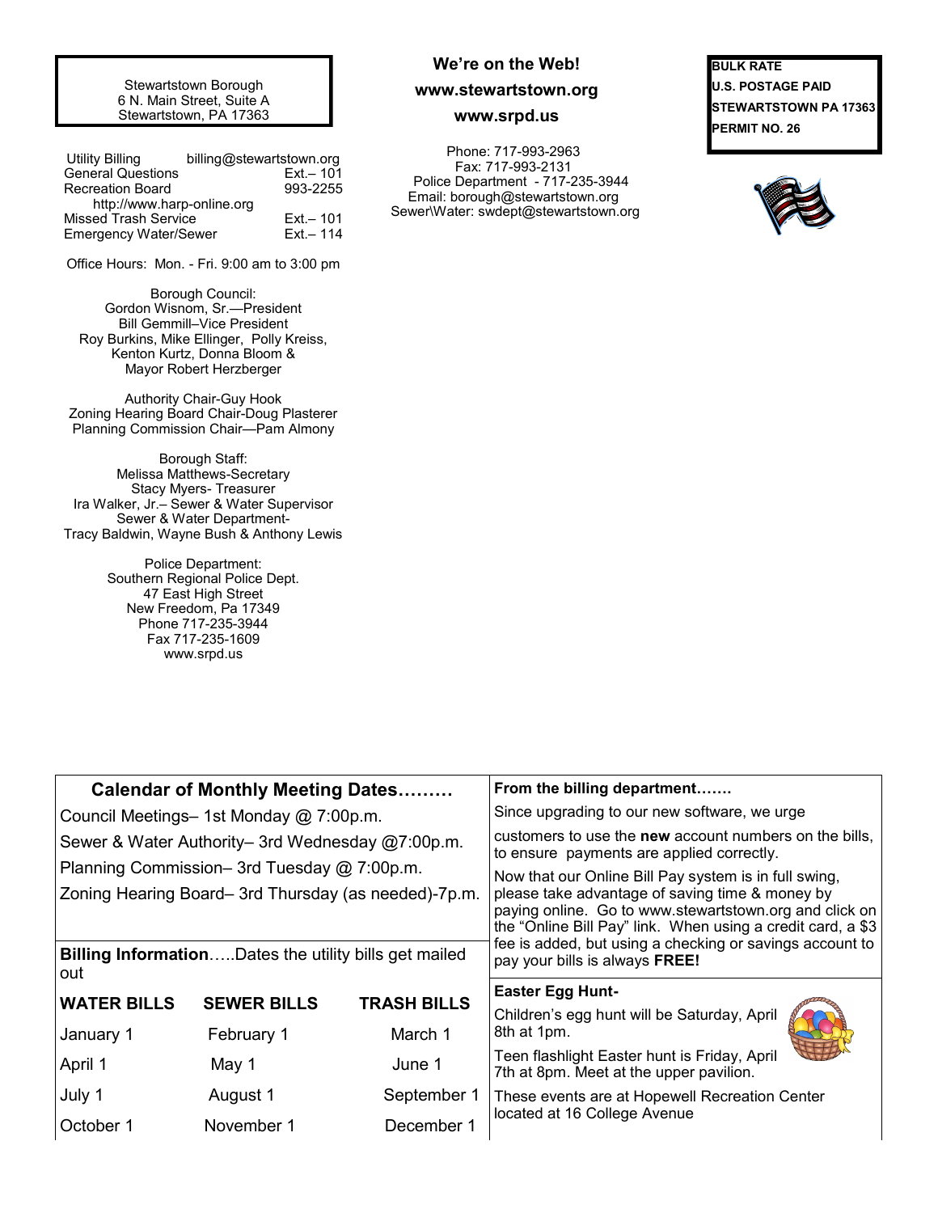Stewartstown Borough
6 N. Main Street, Suite A
Stewartstown, PA 17363

| | |
|---|---|
| Utility Billing | billing@stewartstown.org |
| General Questions | Ext.– 101 |
| Recreation Board | 993-2255 |
| http://www.harp-online.org | |
| Missed Trash Service | Ext.– 101 |
| Emergency Water/Sewer | Ext.– 114 |

Office Hours: Mon. - Fri. 9:00 am to 3:00 pm

Borough Council:
Gordon Wisnom, Sr.—President
Bill Gemmill–Vice President
Roy Burkins, Mike Ellinger, Polly Kreiss,
Kenton Kurtz, Donna Bloom &
Mayor Robert Herzberger

Authority Chair-Guy Hook
Zoning Hearing Board Chair-Doug Plasterer
Planning Commission Chair—Pam Almony

Borough Staff:
Melissa Matthews-Secretary
Stacy Myers- Treasurer
Ira Walker, Jr.– Sewer & Water Supervisor
Sewer & Water Department-
Tracy Baldwin, Wayne Bush & Anthony Lewis

Police Department:
Southern Regional Police Dept.
47 East High Street
New Freedom, Pa 17349
Phone 717-235-3944
Fax 717-235-1609
www.srpd.us

**We're on the Web!**
**www.stewartstown.org**
**www.srpd.us**

Phone: 717-993-2963
Fax: 717-993-2131
Police Department - 717-235-3944
Email: borough@stewartstown.org
Sewer\Water: swdept@stewartstown.org

**BULK RATE**
**U.S. POSTAGE PAID**
**STEWARTSTOWN PA 17363**
**PERMIT NO. 26**

## Calendar of Monthly Meeting Dates………

Council Meetings– 1st Monday @ 7:00p.m.

Sewer & Water Authority– 3rd Wednesday @7:00p.m.

Planning Commission– 3rd Tuesday @ 7:00p.m.

Zoning Hearing Board– 3rd Thursday (as needed)-7p.m.

**Billing Information**…..Dates the utility bills get mailed out

| WATER BILLS | SEWER BILLS | TRASH BILLS |
|---|---|---|
| January 1 | February 1 | March 1 |
| April 1 | May 1 | June 1 |
| July 1 | August 1 | September 1 |
| October 1 | November 1 | December 1 |

**From the billing department…….**

Since upgrading to our new software, we urge customers to use the **new** account numbers on the bills, to ensure payments are applied correctly.

Now that our Online Bill Pay system is in full swing, please take advantage of saving time & money by paying online. Go to www.stewartstown.org and click on the "Online Bill Pay" link. When using a credit card, a $3 fee is added, but using a checking or savings account to pay your bills is always **FREE!**

**Easter Egg Hunt-**

Children's egg hunt will be Saturday, April 8th at 1pm.

Teen flashlight Easter hunt is Friday, April 7th at 8pm. Meet at the upper pavilion.

These events are at Hopewell Recreation Center located at 16 College Avenue